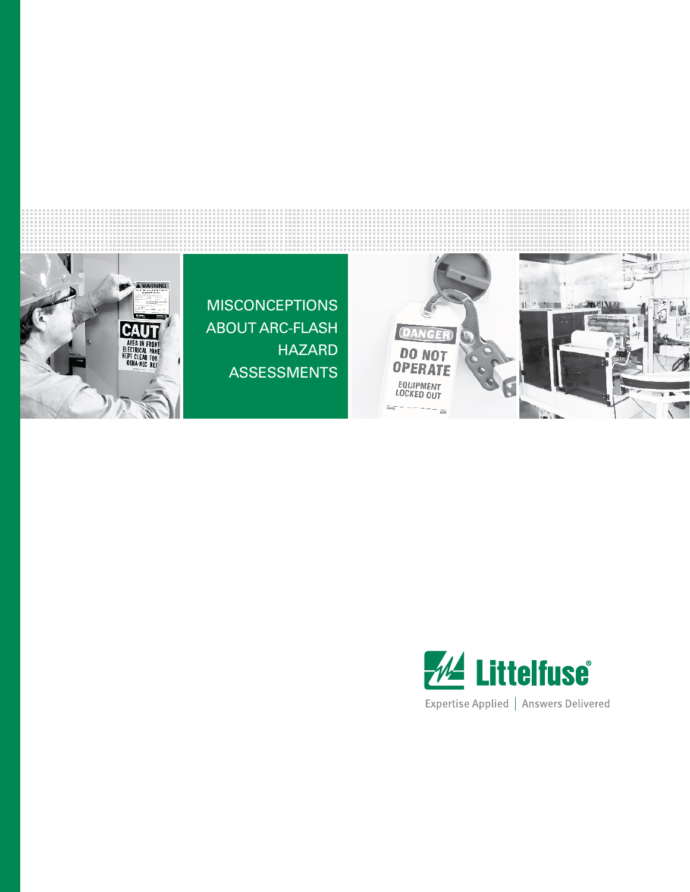# MISCONCEPTIONS ABOUT ARC-FLASH HAZARD ASSESSMENTS

Littelfuse®

Expertise Applied | Answers Delivered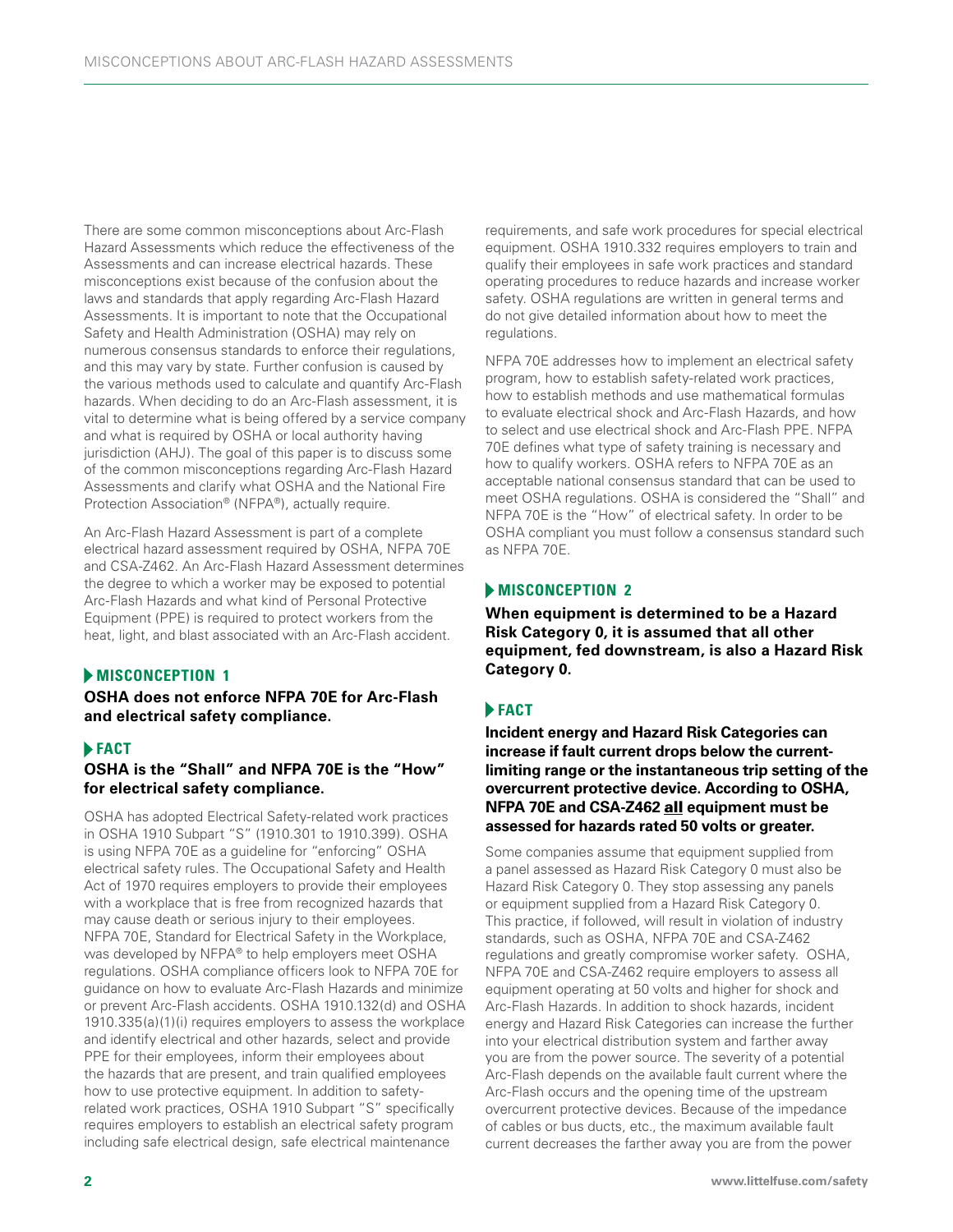There are some common misconceptions about Arc-Flash Hazard Assessments which reduce the effectiveness of the Assessments and can increase electrical hazards. These misconceptions exist because of the confusion about the laws and standards that apply regarding Arc-Flash Hazard Assessments. It is important to note that the Occupational Safety and Health Administration (OSHA) may rely on numerous consensus standards to enforce their regulations, and this may vary by state. Further confusion is caused by the various methods used to calculate and quantify Arc-Flash hazards. When deciding to do an Arc-Flash assessment, it is vital to determine what is being offered by a service company and what is required by OSHA or local authority having jurisdiction (AHJ). The goal of this paper is to discuss some of the common misconceptions regarding Arc-Flash Hazard Assessments and clarify what OSHA and the National Fire Protection Association® (NFPA®), actually require.

An Arc-Flash Hazard Assessment is part of a complete electrical hazard assessment required by OSHA, NFPA 70E and CSA-Z462. An Arc-Flash Hazard Assessment determines the degree to which a worker may be exposed to potential Arc-Flash Hazards and what kind of Personal Protective Equipment (PPE) is required to protect workers from the heat, light, and blast associated with an Arc-Flash accident.

## MISCONCEPTION 1

**OSHA does not enforce NFPA 70E for Arc-Flash and electrical safety compliance.**

## FACT

**OSHA is the "Shall" and NFPA 70E is the "How" for electrical safety compliance.**

OSHA has adopted Electrical Safety-related work practices in OSHA 1910 Subpart "S" (1910.301 to 1910.399). OSHA is using NFPA 70E as a guideline for "enforcing" OSHA electrical safety rules. The Occupational Safety and Health Act of 1970 requires employers to provide their employees with a workplace that is free from recognized hazards that may cause death or serious injury to their employees. NFPA 70E, Standard for Electrical Safety in the Workplace, was developed by NFPA® to help employers meet OSHA regulations. OSHA compliance officers look to NFPA 70E for guidance on how to evaluate Arc-Flash Hazards and minimize or prevent Arc-Flash accidents. OSHA 1910.132(d) and OSHA 1910.335(a)(1)(i) requires employers to assess the workplace and identify electrical and other hazards, select and provide PPE for their employees, inform their employees about the hazards that are present, and train qualified employees how to use protective equipment. In addition to safety-related work practices, OSHA 1910 Subpart "S" specifically requires employers to establish an electrical safety program including safe electrical design, safe electrical maintenance requirements, and safe work procedures for special electrical equipment. OSHA 1910.332 requires employers to train and qualify their employees in safe work practices and standard operating procedures to reduce hazards and increase worker safety. OSHA regulations are written in general terms and do not give detailed information about how to meet the regulations.

NFPA 70E addresses how to implement an electrical safety program, how to establish safety-related work practices, how to establish methods and use mathematical formulas to evaluate electrical shock and Arc-Flash Hazards, and how to select and use electrical shock and Arc-Flash PPE. NFPA 70E defines what type of safety training is necessary and how to qualify workers. OSHA refers to NFPA 70E as an acceptable national consensus standard that can be used to meet OSHA regulations. OSHA is considered the "Shall" and NFPA 70E is the "How" of electrical safety. In order to be OSHA compliant you must follow a consensus standard such as NFPA 70E.

## MISCONCEPTION 2

**When equipment is determined to be a Hazard Risk Category 0, it is assumed that all other equipment, fed downstream, is also a Hazard Risk Category 0.**

## FACT

**Incident energy and Hazard Risk Categories can increase if fault current drops below the current-limiting range or the instantaneous trip setting of the overcurrent protective device. According to OSHA, NFPA 70E and CSA-Z462 <u>all</u> equipment must be assessed for hazards rated 50 volts or greater.**

Some companies assume that equipment supplied from a panel assessed as Hazard Risk Category 0 must also be Hazard Risk Category 0. They stop assessing any panels or equipment supplied from a Hazard Risk Category 0. This practice, if followed, will result in violation of industry standards, such as OSHA, NFPA 70E and CSA-Z462 regulations and greatly compromise worker safety. OSHA, NFPA 70E and CSA-Z462 require employers to assess all equipment operating at 50 volts and higher for shock and Arc-Flash Hazards. In addition to shock hazards, incident energy and Hazard Risk Categories can increase the further into your electrical distribution system and farther away you are from the power source. The severity of a potential Arc-Flash depends on the available fault current where the Arc-Flash occurs and the opening time of the upstream overcurrent protective devices. Because of the impedance of cables or bus ducts, etc., the maximum available fault current decreases the farther away you are from the power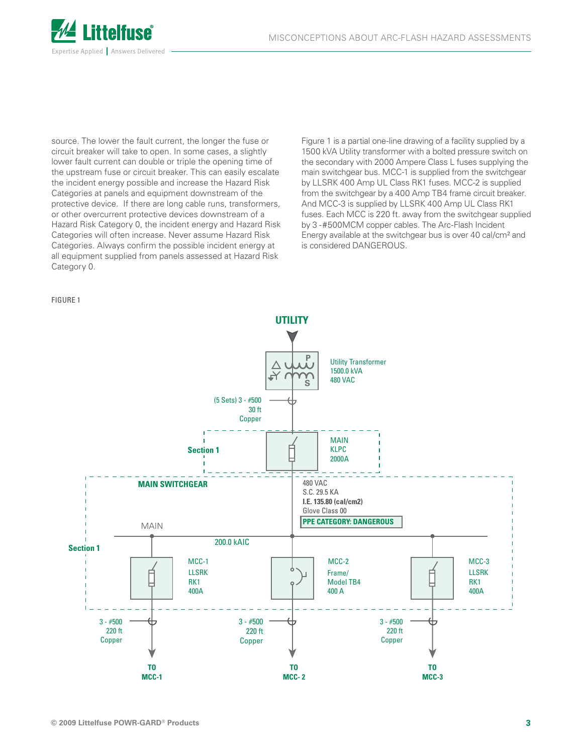source. The lower the fault current, the longer the fuse or circuit breaker will take to open. In some cases, a slightly lower fault current can double or triple the opening time of the upstream fuse or circuit breaker. This can easily escalate the incident energy possible and increase the Hazard Risk Categories at panels and equipment downstream of the protective device. If there are long cable runs, transformers, or other overcurrent protective devices downstream of a Hazard Risk Category 0, the incident energy and Hazard Risk Categories will often increase. Never assume Hazard Risk Categories. Always confirm the possible incident energy at all equipment supplied from panels assessed at Hazard Risk Category 0.

Figure 1 is a partial one-line drawing of a facility supplied by a 1500 kVA Utility transformer with a bolted pressure switch on the secondary with 2000 Ampere Class L fuses supplying the main switchgear bus. MCC-1 is supplied from the switchgear by LLSRK 400 Amp UL Class RK1 fuses. MCC-2 is supplied from the switchgear by a 400 Amp TB4 frame circuit breaker. And MCC-3 is supplied by LLSRK 400 Amp UL Class RK1 fuses. Each MCC is 220 ft. away from the switchgear supplied by 3 -#500MCM copper cables. The Arc-Flash Incident Energy available at the switchgear bus is over 40 cal/cm² and is considered DANGEROUS.

FIGURE 1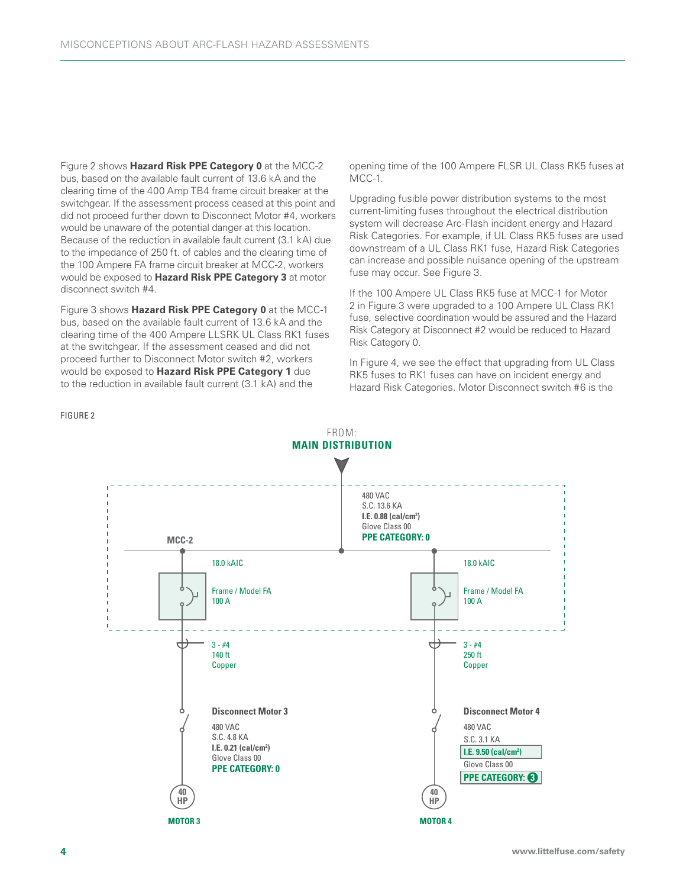Figure 2 shows **Hazard Risk PPE Category 0** at the MCC-2 bus, based on the available fault current of 13.6 kA and the clearing time of the 400 Amp TB4 frame circuit breaker at the switchgear. If the assessment process ceased at this point and did not proceed further down to Disconnect Motor #4, workers would be unaware of the potential danger at this location. Because of the reduction in available fault current (3.1 kA) due to the impedance of 250 ft. of cables and the clearing time of the 100 Ampere FA frame circuit breaker at MCC-2, workers would be exposed to **Hazard Risk PPE Category 3** at motor disconnect switch #4.

Figure 3 shows **Hazard Risk PPE Category 0** at the MCC-1 bus, based on the available fault current of 13.6 kA and the clearing time of the 400 Ampere LLSRK UL Class RK1 fuses at the switchgear. If the assessment ceased and did not proceed further to Disconnect Motor switch #2, workers would be exposed to **Hazard Risk PPE Category 1** due to the reduction in available fault current (3.1 kA) and the opening time of the 100 Ampere FLSR UL Class RK5 fuses at MCC-1.

Upgrading fusible power distribution systems to the most current-limiting fuses throughout the electrical distribution system will decrease Arc-Flash incident energy and Hazard Risk Categories. For example, if UL Class RK5 fuses are used downstream of a UL Class RK1 fuse, Hazard Risk Categories can increase and possible nuisance opening of the upstream fuse may occur. See Figure 3.

If the 100 Ampere UL Class RK5 fuse at MCC-1 for Motor 2 in Figure 3 were upgraded to a 100 Ampere UL Class RK1 fuse, selective coordination would be assured and the Hazard Risk Category at Disconnect #2 would be reduced to Hazard Risk Category 0.

In Figure 4, we see the effect that upgrading from UL Class RK5 fuses to RK1 fuses can have on incident energy and Hazard Risk Categories. Motor Disconnect switch #6 is the

FIGURE 2

FROM: **MAIN DISTRIBUTION**

**MCC-2**

480 VAC
S.C. 13.6 KA
**I.E. 0.88 (cal/cm²)**
Glove Class 00
**PPE CATEGORY: 0**

18.0 kAIC
Frame / Model FA
100 A

3 - #4
140 ft
Copper

**Disconnect Motor 3**
480 VAC
S.C. 4.8 KA
**I.E. 0.21 (cal/cm²)**
Glove Class 00
**PPE CATEGORY: 0**

40 HP
**MOTOR 3**

18.0 kAIC
Frame / Model FA
100 A

3 - #4
250 ft
Copper

**Disconnect Motor 4**
480 VAC
S.C. 3.1 KA
**I.E. 9.50 (cal/cm²)**
Glove Class 00
**PPE CATEGORY: 3**

40 HP
**MOTOR 4**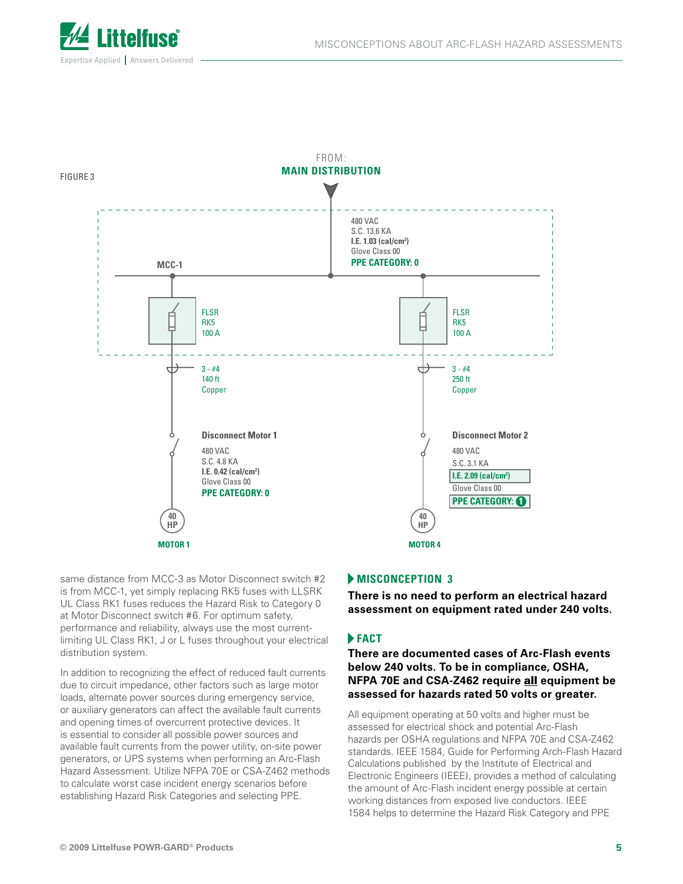FIGURE 3

FROM:
**MAIN DISTRIBUTION**

480 VAC
S.C. 13.6 KA
**I.E. 1.03 (cal/cm²)**
Glove Class 00
**PPE CATEGORY: 0**

**MCC-1**

FLSR
RK5
100 A

FLSR
RK5
100 A

3 - #4
140 ft
Copper

3 - #4
250 ft
Copper

**Disconnect Motor 1**

480 VAC
S.C. 4.8 KA
**I.E. 0.42 (cal/cm²)**
Glove Class 00
**PPE CATEGORY: 0**

**Disconnect Motor 2**

480 VAC
S.C. 3.1 KA
**I.E. 2.09 (cal/cm²)**
Glove Class 00
**PPE CATEGORY: 1**

40 HP

**MOTOR 1**

40 HP

**MOTOR 4**

same distance from MCC-3 as Motor Disconnect switch #2 is from MCC-1, yet simply replacing RK5 fuses with LLSRK UL Class RK1 fuses reduces the Hazard Risk to Category 0 at Motor Disconnect switch #6. For optimum safety, performance and reliability, always use the most current-limiting UL Class RK1, J or L fuses throughout your electrical distribution system.

In addition to recognizing the effect of reduced fault currents due to circuit impedance, other factors such as large motor loads, alternate power sources during emergency service, or auxiliary generators can affect the available fault currents and opening times of overcurrent protective devices. It is essential to consider all possible power sources and available fault currents from the power utility, on-site power generators, or UPS systems when performing an Arc-Flash Hazard Assessment. Utilize NFPA 70E or CSA-Z462 methods to calculate worst case incident energy scenarios before establishing Hazard Risk Categories and selecting PPE.

## MISCONCEPTION 3

**There is no need to perform an electrical hazard assessment on equipment rated under 240 volts.**

## FACT

**There are documented cases of Arc-Flash events below 240 volts. To be in compliance, OSHA, NFPA 70E and CSA-Z462 require _all_ equipment be assessed for hazards rated 50 volts or greater.**

All equipment operating at 50 volts and higher must be assessed for electrical shock and potential Arc-Flash hazards per OSHA regulations and NFPA 70E and CSA-Z462 standards. IEEE 1584, Guide for Performing Arch-Flash Hazard Calculations published by the Institute of Electrical and Electronic Engineers (IEEE), provides a method of calculating the amount of Arc-Flash incident energy possible at certain working distances from exposed live conductors. IEEE 1584 helps to determine the Hazard Risk Category and PPE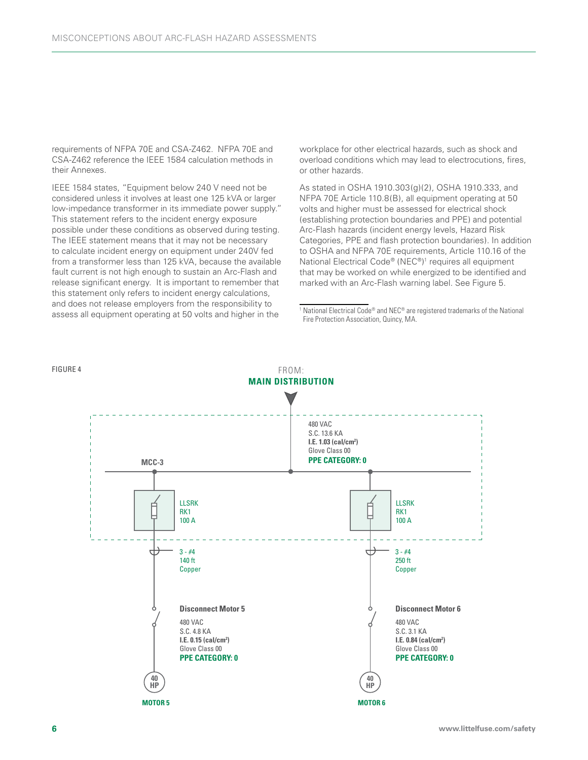requirements of NFPA 70E and CSA-Z462. NFPA 70E and CSA-Z462 reference the IEEE 1584 calculation methods in their Annexes.

IEEE 1584 states, "Equipment below 240 V need not be considered unless it involves at least one 125 kVA or larger low-impedance transformer in its immediate power supply." This statement refers to the incident energy exposure possible under these conditions as observed during testing. The IEEE statement means that it may not be necessary to calculate incident energy on equipment under 240V fed from a transformer less than 125 kVA, because the available fault current is not high enough to sustain an Arc-Flash and release significant energy. It is important to remember that this statement only refers to incident energy calculations, and does not release employers from the responsibility to assess all equipment operating at 50 volts and higher in the workplace for other electrical hazards, such as shock and overload conditions which may lead to electrocutions, fires, or other hazards.

As stated in OSHA 1910.303(g)(2), OSHA 1910.333, and NFPA 70E Article 110.8(B), all equipment operating at 50 volts and higher must be assessed for electrical shock (establishing protection boundaries and PPE) and potential Arc-Flash hazards (incident energy levels, Hazard Risk Categories, PPE and flash protection boundaries). In addition to OSHA and NFPA 70E requirements, Article 110.16 of the National Electrical Code® (NEC®)[1] requires all equipment that may be worked on while energized to be identified and marked with an Arc-Flash warning label. See Figure 5.

[1] National Electrical Code® and NEC® are registered trademarks of the National Fire Protection Association, Quincy, MA.

FIGURE 4

FROM:
**MAIN DISTRIBUTION**

480 VAC
S.C. 13.6 KA
**I.E. 1.03 (cal/cm²)**
Glove Class 00
**PPE CATEGORY: 0**

**MCC-3**

LLSRK
RK1
100 A

LLSRK
RK1
100 A

3 - #4
140 ft
Copper

3 - #4
250 ft
Copper

**Disconnect Motor 5**
480 VAC
S.C. 4.8 KA
**I.E. 0.15 (cal/cm²)**
Glove Class 00
**PPE CATEGORY: 0**

**Disconnect Motor 6**
480 VAC
S.C. 3.1 KA
**I.E. 0.84 (cal/cm²)**
Glove Class 00
**PPE CATEGORY: 0**

40 HP
**MOTOR 5**

40 HP
**MOTOR 6**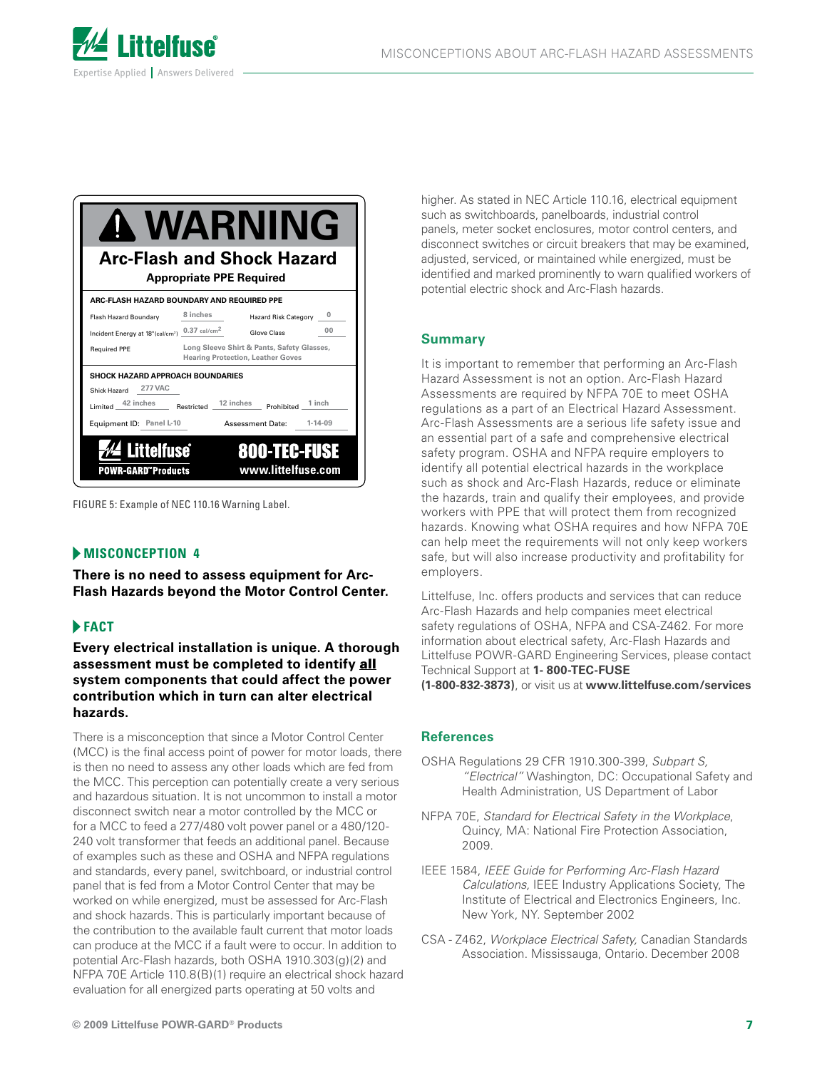**⚠ WARNING**

**Arc-Flash and Shock Hazard**

**Appropriate PPE Required**

**ARC-FLASH HAZARD BOUNDARY AND REQUIRED PPE**

| | | | |
|---|---|---|---|
| Flash Hazard Boundary | 8 inches | Hazard Risk Category | 0 |
| Incident Energy at 18" (cal/cm²) | 0.37 cal/cm² | Glove Class | 00 |
| Required PPE | Long Sleeve Shirt & Pants, Safety Glasses, Hearing Protection, Leather Goves | | |

**SHOCK HAZARD APPROACH BOUNDARIES**

Shick Hazard 277 VAC

Limited 42 inches Restricted 12 inches Prohibited 1 inch

Equipment ID: Panel L-10 Assessment Date: 1-14-09

Littelfuse POWR-GARD™ Products 800-TEC-FUSE www.littelfuse.com

FIGURE 5: Example of NEC 110.16 Warning Label.

### MISCONCEPTION 4

**There is no need to assess equipment for Arc-Flash Hazards beyond the Motor Control Center.**

### FACT

**Every electrical installation is unique. A thorough assessment must be completed to identify <u>all</u> system components that could affect the power contribution which in turn can alter electrical hazards.**

There is a misconception that since a Motor Control Center (MCC) is the final access point of power for motor loads, there is then no need to assess any other loads which are fed from the MCC. This perception can potentially create a very serious and hazardous situation. It is not uncommon to install a motor disconnect switch near a motor controlled by the MCC or for a MCC to feed a 277/480 volt power panel or a 480/120-240 volt transformer that feeds an additional panel. Because of examples such as these and OSHA and NFPA regulations and standards, every panel, switchboard, or industrial control panel that is fed from a Motor Control Center that may be worked on while energized, must be assessed for Arc-Flash and shock hazards. This is particularly important because of the contribution to the available fault current that motor loads can produce at the MCC if a fault were to occur. In addition to potential Arc-Flash hazards, both OSHA 1910.303(g)(2) and NFPA 70E Article 110.8(B)(1) require an electrical shock hazard evaluation for all energized parts operating at 50 volts and higher. As stated in NEC Article 110.16, electrical equipment such as switchboards, panelboards, industrial control panels, meter socket enclosures, motor control centers, and disconnect switches or circuit breakers that may be examined, adjusted, serviced, or maintained while energized, must be identified and marked prominently to warn qualified workers of potential electric shock and Arc-Flash hazards.

## Summary

It is important to remember that performing an Arc-Flash Hazard Assessment is not an option. Arc-Flash Hazard Assessments are required by NFPA 70E to meet OSHA regulations as a part of an Electrical Hazard Assessment. Arc-Flash Assessments are a serious life safety issue and an essential part of a safe and comprehensive electrical safety program. OSHA and NFPA require employers to identify all potential electrical hazards in the workplace such as shock and Arc-Flash Hazards, reduce or eliminate the hazards, train and qualify their employees, and provide workers with PPE that will protect them from recognized hazards. Knowing what OSHA requires and how NFPA 70E can help meet the requirements will not only keep workers safe, but will also increase productivity and profitability for employers.

Littelfuse, Inc. offers products and services that can reduce Arc-Flash Hazards and help companies meet electrical safety regulations of OSHA, NFPA and CSA-Z462. For more information about electrical safety, Arc-Flash Hazards and Littelfuse POWR-GARD Engineering Services, please contact Technical Support at **1- 800-TEC-FUSE (1-800-832-3873)**, or visit us at **www.littelfuse.com/services**

## References

OSHA Regulations 29 CFR 1910.300-399, *Subpart S, "Electrical"* Washington, DC: Occupational Safety and Health Administration, US Department of Labor

NFPA 70E, *Standard for Electrical Safety in the Workplace*, Quincy, MA: National Fire Protection Association, 2009.

IEEE 1584, *IEEE Guide for Performing Arc-Flash Hazard Calculations,* IEEE Industry Applications Society, The Institute of Electrical and Electronics Engineers, Inc. New York, NY. September 2002

CSA - Z462, *Workplace Electrical Safety,* Canadian Standards Association. Mississauga, Ontario. December 2008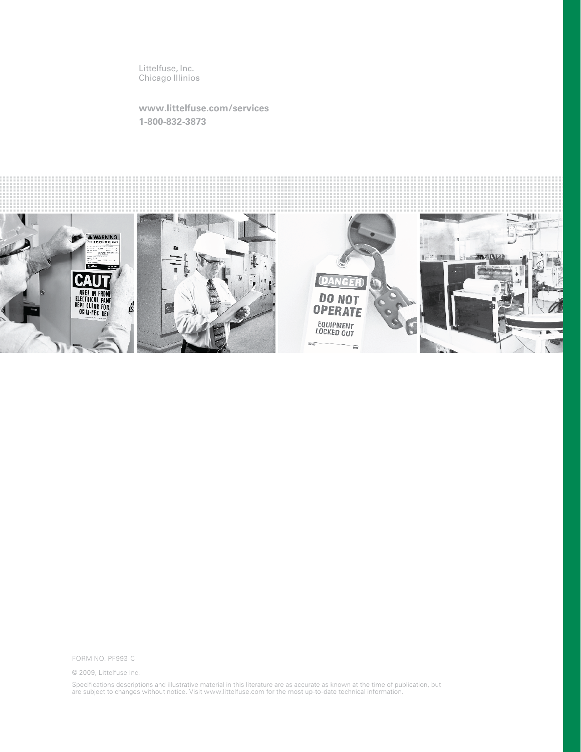Littelfuse, Inc.
Chicago Illinios

**www.littelfuse.com/services**
**1-800-832-3873**

FORM NO. PF993-C

© 2009, Littelfuse Inc.

Specifications descriptions and illustrative material in this literature are as accurate as known at the time of publication, but are subject to changes without notice. Visit www.littelfuse.com for the most up-to-date technical information.